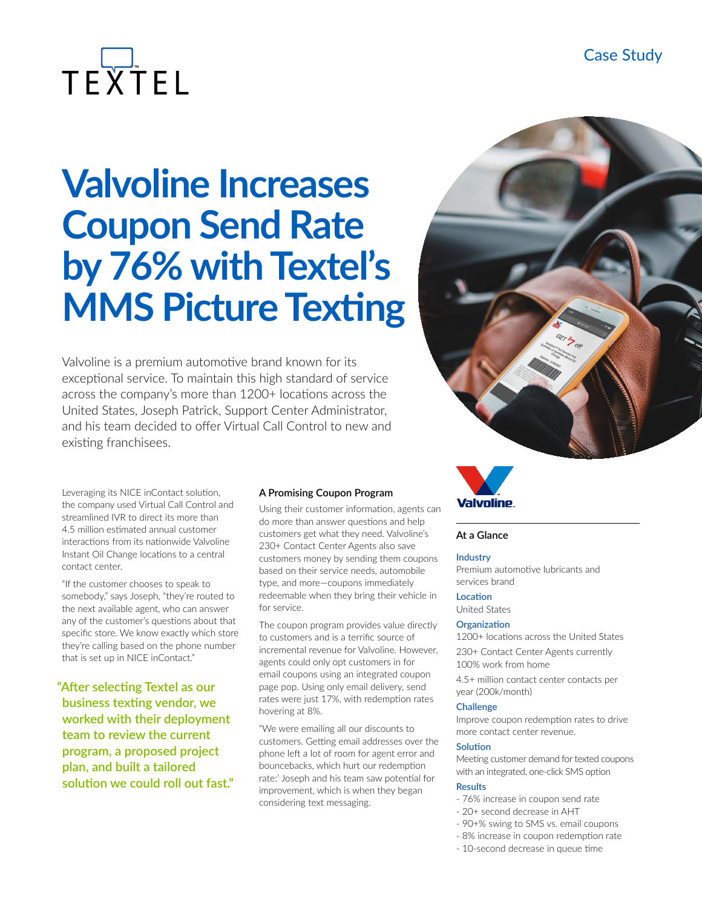Case Study

# Valvoline Increases Coupon Send Rate by 76% with Textel's MMS Picture Texting

Valvoline is a premium automotive brand known for its exceptional service. To maintain this high standard of service across the company's more than 1200+ locations across the United States, Joseph Patrick, Support Center Administrator, and his team decided to offer Virtual Call Control to new and existing franchisees.

Leveraging its NICE inContact solution, the company used Virtual Call Control and streamlined IVR to direct its more than 4.5 million estimated annual customer interactions from its nationwide Valvoline Instant Oil Change locations to a central contact center.

"If the customer chooses to speak to somebody," says Joseph, "they're routed to the next available agent, who can answer any of the customer's questions about that specific store. We know exactly which store they're calling based on the phone number that is set up in NICE inContact."

> "After selecting Textel as our business texting vendor, we worked with their deployment team to review the current program, a proposed project plan, and built a tailored solution we could roll out fast."

### A Promising Coupon Program

Using their customer information, agents can do more than answer questions and help customers get what they need. Valvoline's 230+ Contact Center Agents also save customers money by sending them coupons based on their service needs, automobile type, and more—coupons immediately redeemable when they bring their vehicle in for service.

The coupon program provides value directly to customers and is a terrific source of incremental revenue for Valvoline. However, agents could only opt customers in for email coupons using an integrated coupon page pop. Using only email delivery, send rates were just 17%, with redemption rates hovering at 8%.

"We were emailing all our discounts to customers. Getting email addresses over the phone left a lot of room for agent error and bouncebacks, which hurt our redemption rate." Joseph and his team saw potential for improvement, which is when they began considering text messaging.

### At a Glance

**Industry**
Premium automotive lubricants and services brand

**Location**
United States

**Organization**
1200+ locations across the United States

230+ Contact Center Agents currently 100% work from home

4.5+ million contact center contacts per year (200k/month)

**Challenge**
Improve coupon redemption rates to drive more contact center revenue.

**Solution**
Meeting customer demand for texted coupons with an integrated, one-click SMS option

**Results**
- 76% increase in coupon send rate
- 20+ second decrease in AHT
- 90+% swing to SMS vs. email coupons
- 8% increase in coupon redemption rate
- 10-second decrease in queue time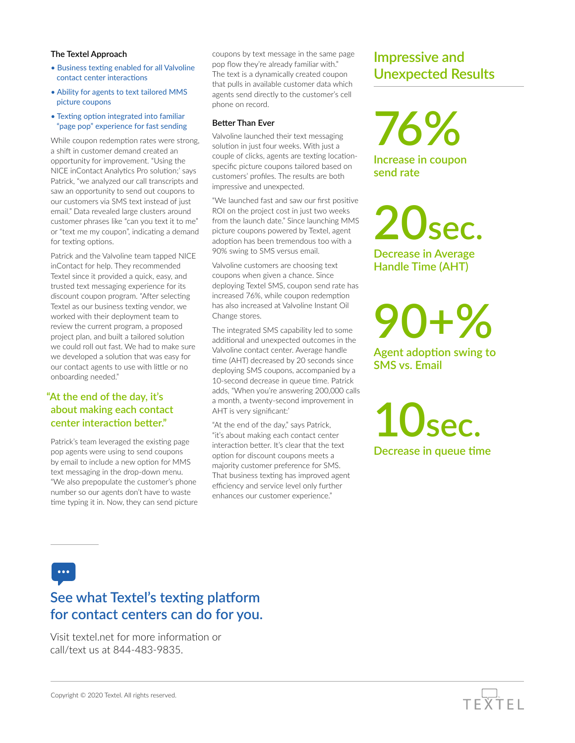### The Textel Approach

- Business texting enabled for all Valvoline contact center interactions
- Ability for agents to text tailored MMS picture coupons
- Texting option integrated into familiar "page pop" experience for fast sending

While coupon redemption rates were strong, a shift in customer demand created an opportunity for improvement. "Using the NICE inContact Analytics Pro solution;' says Patrick, "we analyzed our call transcripts and saw an opportunity to send out coupons to our customers via SMS text instead of just email." Data revealed large clusters around customer phrases like "can you text it to me" or "text me my coupon", indicating a demand for texting options.

Patrick and the Valvoline team tapped NICE inContact for help. They recommended Textel since it provided a quick, easy, and trusted text messaging experience for its discount coupon program. "After selecting Textel as our business texting vendor, we worked with their deployment team to review the current program, a proposed project plan, and built a tailored solution we could roll out fast. We had to make sure we developed a solution that was easy for our contact agents to use with little or no onboarding needed."

> "At the end of the day, it's about making each contact center interaction better."

Patrick's team leveraged the existing page pop agents were using to send coupons by email to include a new option for MMS text messaging in the drop-down menu. "We also prepopulate the customer's phone number so our agents don't have to waste time typing it in. Now, they can send picture coupons by text message in the same page pop flow they're already familiar with." The text is a dynamically created coupon that pulls in available customer data which agents send directly to the customer's cell phone on record.

### Better Than Ever

Valvoline launched their text messaging solution in just four weeks. With just a couple of clicks, agents are texting location-specific picture coupons tailored based on customers' profiles. The results are both impressive and unexpected.

"We launched fast and saw our first positive ROI on the project cost in just two weeks from the launch date." Since launching MMS picture coupons powered by Textel, agent adoption has been tremendous too with a 90% swing to SMS versus email.

Valvoline customers are choosing text coupons when given a chance. Since deploying Textel SMS, coupon send rate has increased 76%, while coupon redemption has also increased at Valvoline Instant Oil Change stores.

The integrated SMS capability led to some additional and unexpected outcomes in the Valvoline contact center. Average handle time (AHT) decreased by 20 seconds since deploying SMS coupons, accompanied by a 10-second decrease in queue time. Patrick adds, "When you're answering 200,000 calls a month, a twenty-second improvement in AHT is very significant:'

"At the end of the day," says Patrick, "it's about making each contact center interaction better. It's clear that the text option for discount coupons meets a majority customer preference for SMS. That business texting has improved agent efficiency and service level only further enhances our customer experience."

## Impressive and Unexpected Results

**76%**
Increase in coupon send rate

**20sec.**
Decrease in Average Handle Time (AHT)

**90+%**
Agent adoption swing to SMS vs. Email

**10sec.**
Decrease in queue time

## See what Textel's texting platform for contact centers can do for you.

Visit textel.net for more information or call/text us at 844-483-9835.

Copyright © 2020 Textel. All rights reserved.

TEXTEL